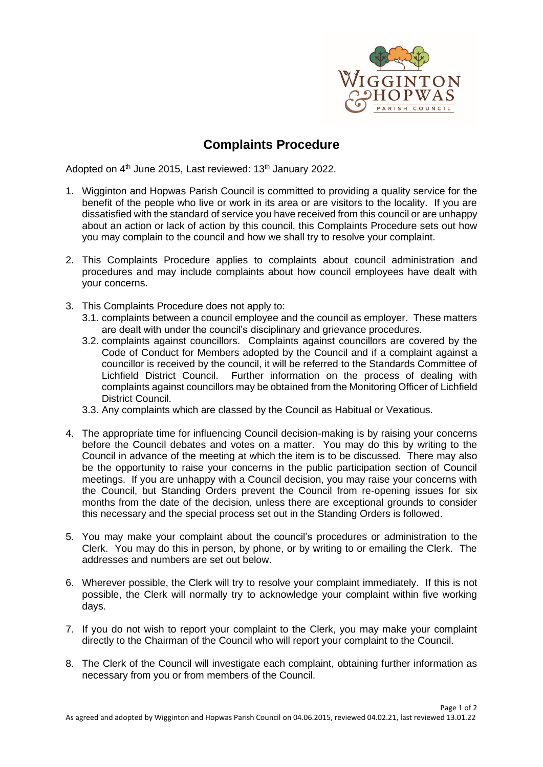# Complaints Procedure

Adopted on 4th June 2015, Last reviewed: 13th January 2022.

1. Wigginton and Hopwas Parish Council is committed to providing a quality service for the benefit of the people who live or work in its area or are visitors to the locality. If you are dissatisfied with the standard of service you have received from this council or are unhappy about an action or lack of action by this council, this Complaints Procedure sets out how you may complain to the council and how we shall try to resolve your complaint.

2. This Complaints Procedure applies to complaints about council administration and procedures and may include complaints about how council employees have dealt with your concerns.

3. This Complaints Procedure does not apply to:
   - 3.1. complaints between a council employee and the council as employer. These matters are dealt with under the council's disciplinary and grievance procedures.
   - 3.2. complaints against councillors. Complaints against councillors are covered by the Code of Conduct for Members adopted by the Council and if a complaint against a councillor is received by the council, it will be referred to the Standards Committee of Lichfield District Council. Further information on the process of dealing with complaints against councillors may be obtained from the Monitoring Officer of Lichfield District Council.
   - 3.3. Any complaints which are classed by the Council as Habitual or Vexatious.

4. The appropriate time for influencing Council decision-making is by raising your concerns before the Council debates and votes on a matter. You may do this by writing to the Council in advance of the meeting at which the item is to be discussed. There may also be the opportunity to raise your concerns in the public participation section of Council meetings. If you are unhappy with a Council decision, you may raise your concerns with the Council, but Standing Orders prevent the Council from re-opening issues for six months from the date of the decision, unless there are exceptional grounds to consider this necessary and the special process set out in the Standing Orders is followed.

5. You may make your complaint about the council's procedures or administration to the Clerk. You may do this in person, by phone, or by writing to or emailing the Clerk. The addresses and numbers are set out below.

6. Wherever possible, the Clerk will try to resolve your complaint immediately. If this is not possible, the Clerk will normally try to acknowledge your complaint within five working days.

7. If you do not wish to report your complaint to the Clerk, you may make your complaint directly to the Chairman of the Council who will report your complaint to the Council.

8. The Clerk of the Council will investigate each complaint, obtaining further information as necessary from you or from members of the Council.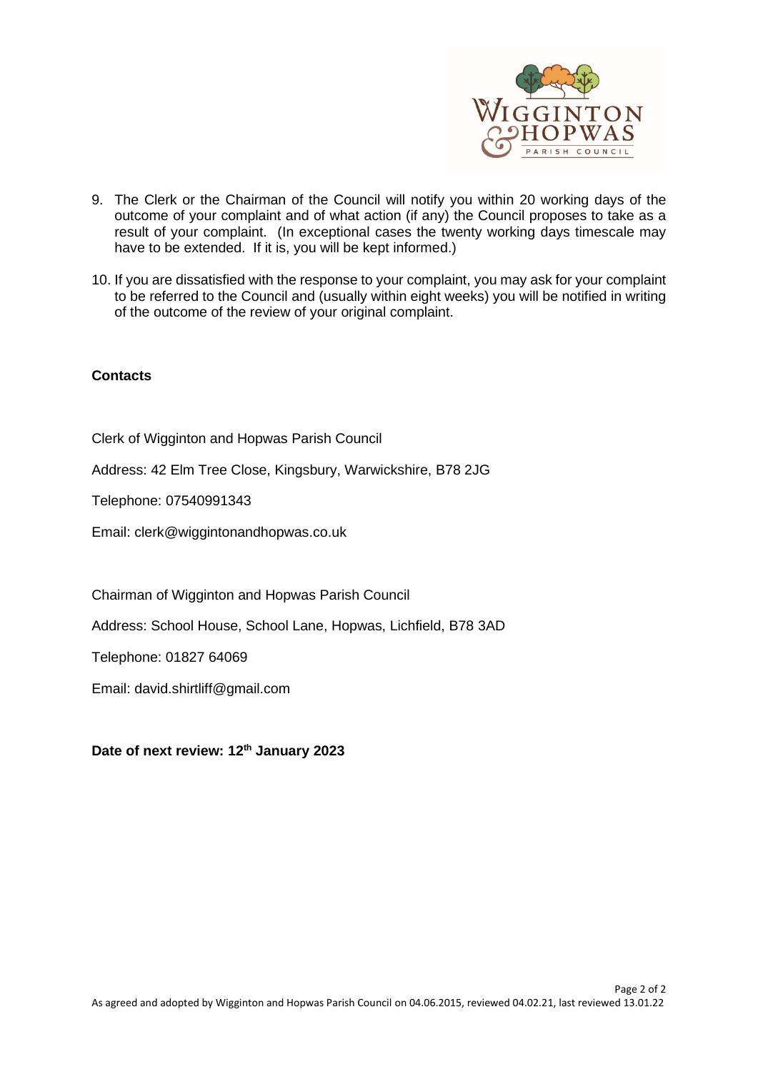9. The Clerk or the Chairman of the Council will notify you within 20 working days of the outcome of your complaint and of what action (if any) the Council proposes to take as a result of your complaint. (In exceptional cases the twenty working days timescale may have to be extended. If it is, you will be kept informed.)

10. If you are dissatisfied with the response to your complaint, you may ask for your complaint to be referred to the Council and (usually within eight weeks) you will be notified in writing of the outcome of the review of your original complaint.

**Contacts**

Clerk of Wigginton and Hopwas Parish Council

Address: 42 Elm Tree Close, Kingsbury, Warwickshire, B78 2JG

Telephone: 07540991343

Email: clerk@wiggintonandhopwas.co.uk

Chairman of Wigginton and Hopwas Parish Council

Address: School House, School Lane, Hopwas, Lichfield, B78 3AD

Telephone: 01827 64069

Email: david.shirtliff@gmail.com

**Date of next review: 12th January 2023**

As agreed and adopted by Wigginton and Hopwas Parish Council on 04.06.2015, reviewed 04.02.21, last reviewed 13.01.22